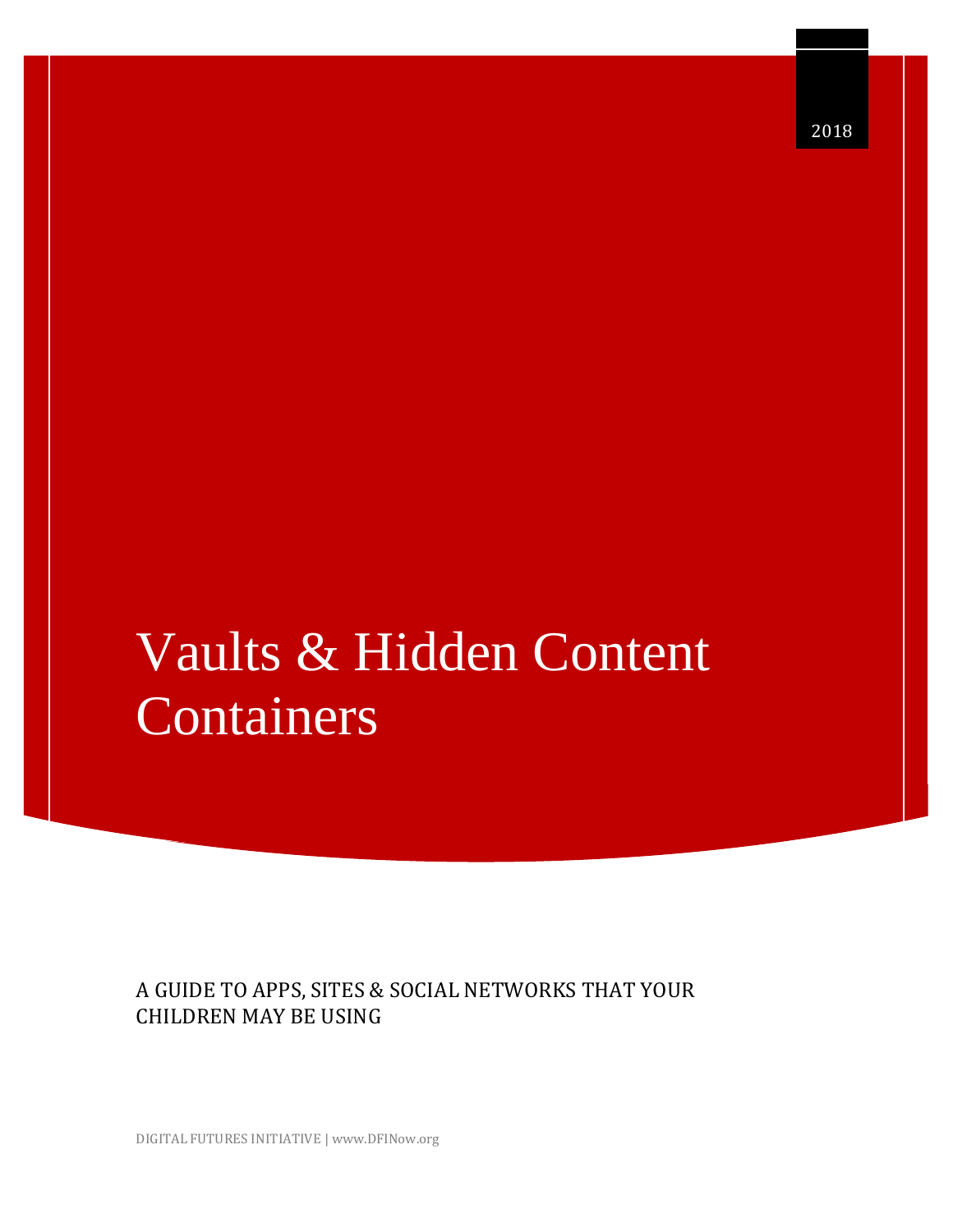2018

# Vaults & Hidden Content Containers

A GUIDE TO APPS, SITES & SOCIAL NETWORKS THAT YOUR CHILDREN MAY BE USING

DIGITAL FUTURES INITIATIVE | www.DFINow.org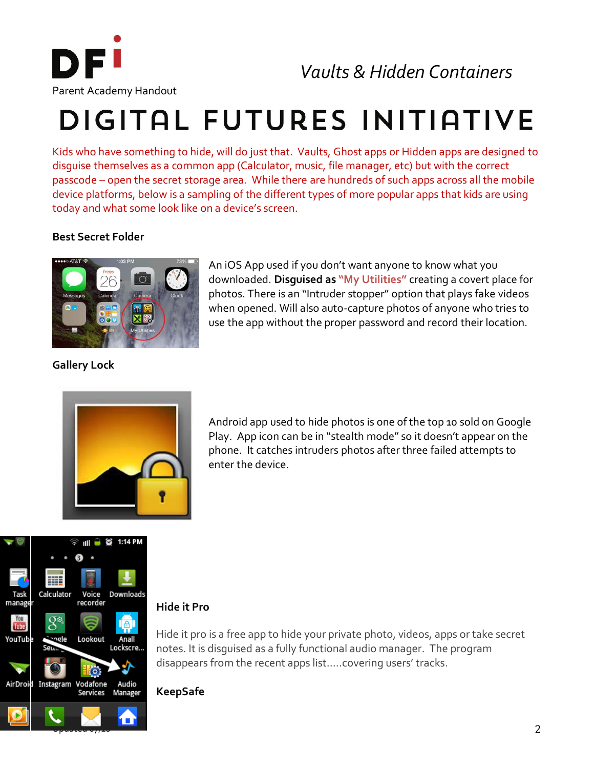# DIGITAL FUTURES INITIATIVE

Parent Academy Handout

*Vaults & Hidden Containers*

Kids who have something to hide, will do just that. Vaults, Ghost apps or Hidden apps are designed to disguise themselves as a common app (Calculator, music, file manager, etc) but with the correct passcode – open the secret storage area. While there are hundreds of such apps across all the mobile device platforms, below is a sampling of the different types of more popular apps that kids are using today and what some look like on a device's screen.

**Best Secret Folder**

An iOS App used if you don't want anyone to know what you downloaded. **Disguised as "My Utilities"** creating a covert place for photos. There is an "Intruder stopper" option that plays fake videos when opened. Will also auto-capture photos of anyone who tries to use the app without the proper password and record their location.

**Gallery Lock**

Android app used to hide photos is one of the top 10 sold on Google Play. App icon can be in "stealth mode" so it doesn't appear on the phone. It catches intruders photos after three failed attempts to enter the device.

**Hide it Pro**

Hide it pro is a free app to hide your private photo, videos, apps or take secret notes. It is disguised as a fully functional audio manager. The program disappears from the recent apps list.....covering users' tracks.

**KeepSafe**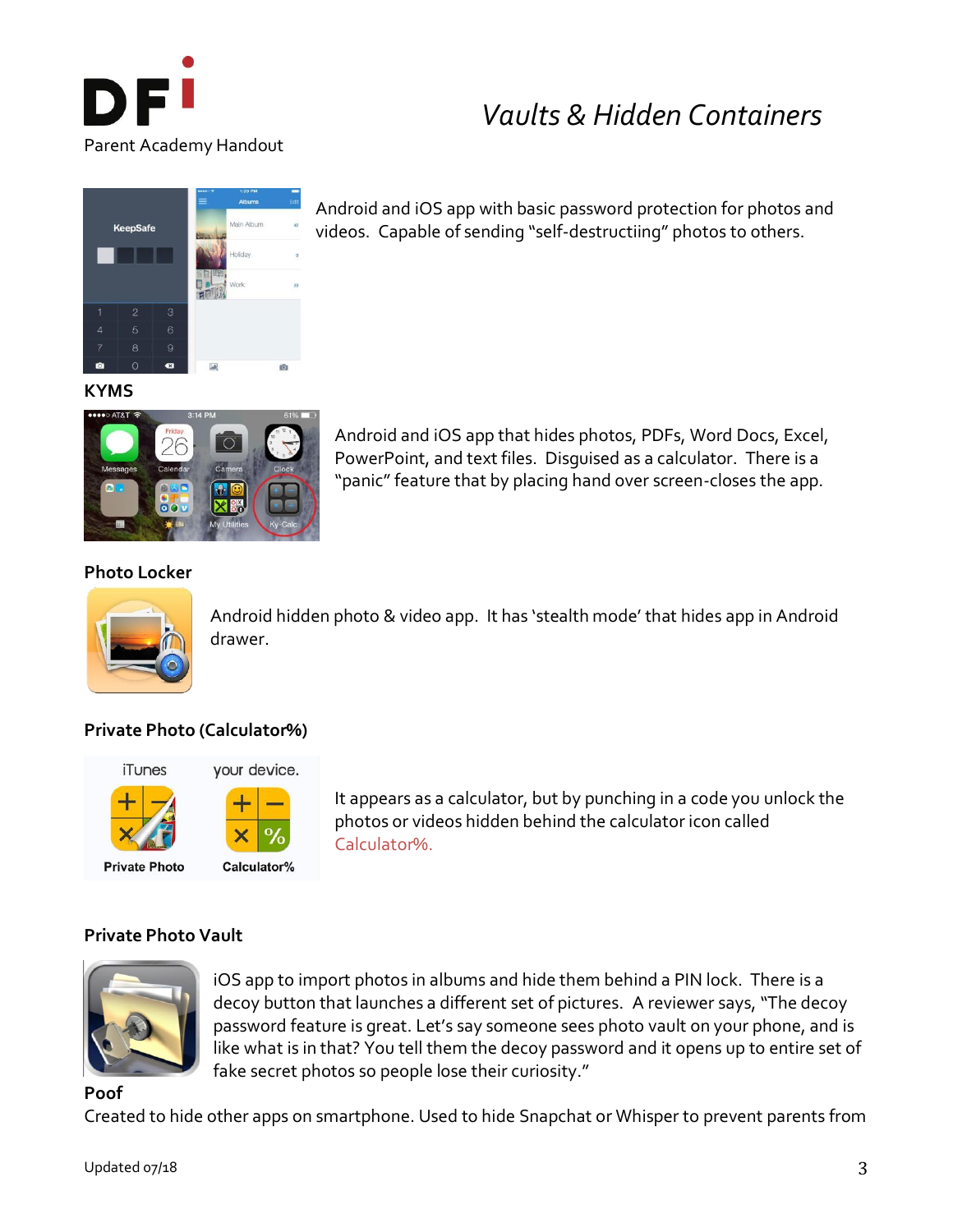DFi
Parent Academy Handout

# *Vaults & Hidden Containers*

Android and iOS app with basic password protection for photos and videos. Capable of sending "self-destructiing" photos to others.

### KYMS

Android and iOS app that hides photos, PDFs, Word Docs, Excel, PowerPoint, and text files. Disguised as a calculator. There is a "panic" feature that by placing hand over screen-closes the app.

### Photo Locker

Android hidden photo & video app. It has 'stealth mode' that hides app in Android drawer.

### Private Photo (Calculator%)

It appears as a calculator, but by punching in a code you unlock the photos or videos hidden behind the calculator icon called Calculator%.

### Private Photo Vault

iOS app to import photos in albums and hide them behind a PIN lock. There is a decoy button that launches a different set of pictures. A reviewer says, "The decoy password feature is great. Let's say someone sees photo vault on your phone, and is like what is in that? You tell them the decoy password and it opens up to entire set of fake secret photos so people lose their curiosity."

### Poof

Created to hide other apps on smartphone. Used to hide Snapchat or Whisper to prevent parents from

Updated 07/18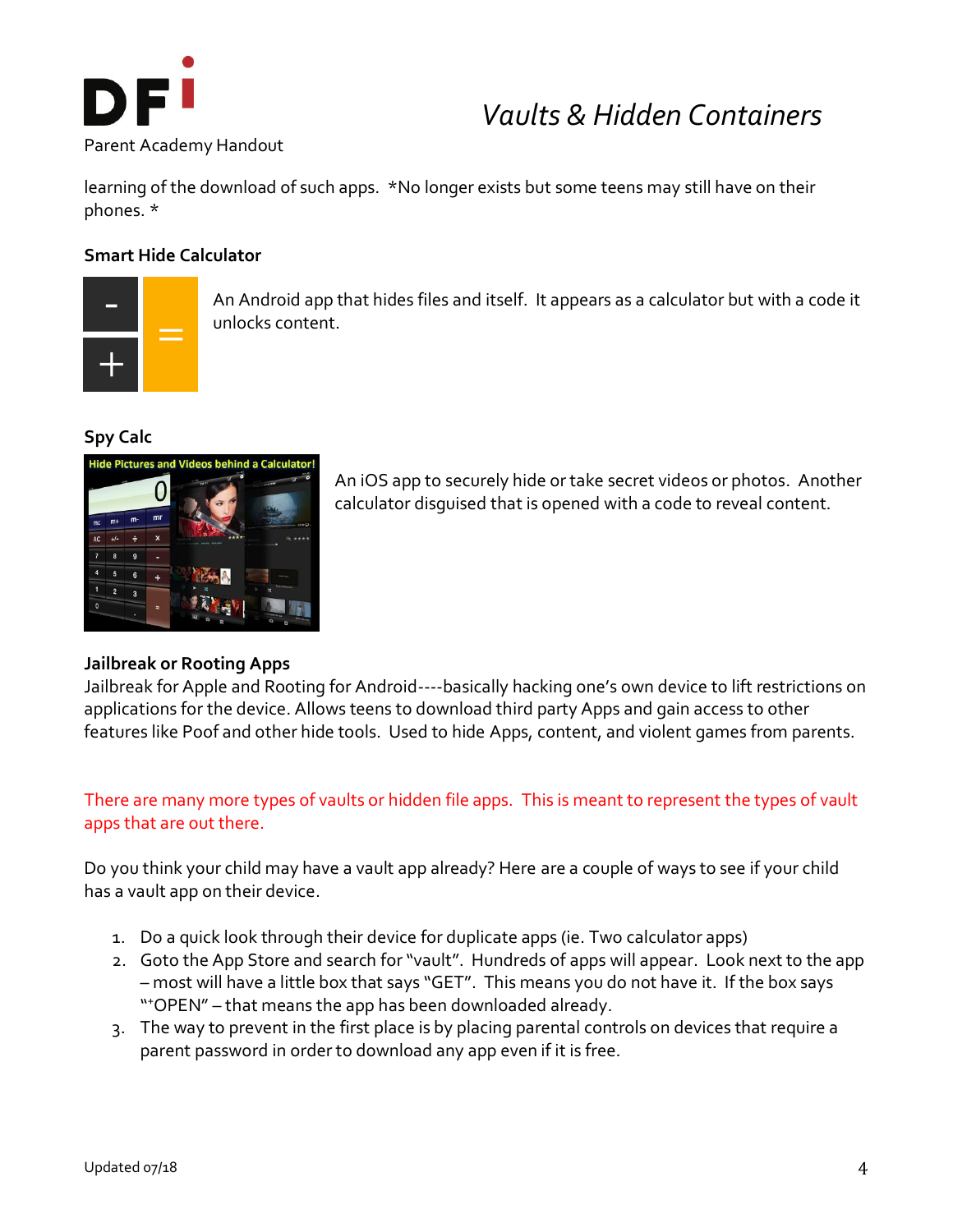learning of the download of such apps. *No longer exists but some teens may still have on their phones. *

**Smart Hide Calculator**

An Android app that hides files and itself. It appears as a calculator but with a code it unlocks content.

**Spy Calc**

An iOS app to securely hide or take secret videos or photos. Another calculator disguised that is opened with a code to reveal content.

**Jailbreak or Rooting Apps**

Jailbreak for Apple and Rooting for Android----basically hacking one's own device to lift restrictions on applications for the device. Allows teens to download third party Apps and gain access to other features like Poof and other hide tools. Used to hide Apps, content, and violent games from parents.

There are many more types of vaults or hidden file apps. This is meant to represent the types of vault apps that are out there.

Do you think your child may have a vault app already? Here are a couple of ways to see if your child has a vault app on their device.

1. Do a quick look through their device for duplicate apps (ie. Two calculator apps)
2. Goto the App Store and search for "vault". Hundreds of apps will appear. Look next to the app – most will have a little box that says "GET". This means you do not have it. If the box says "+OPEN" – that means the app has been downloaded already.
3. The way to prevent in the first place is by placing parental controls on devices that require a parent password in order to download any app even if it is free.

Updated 07/18